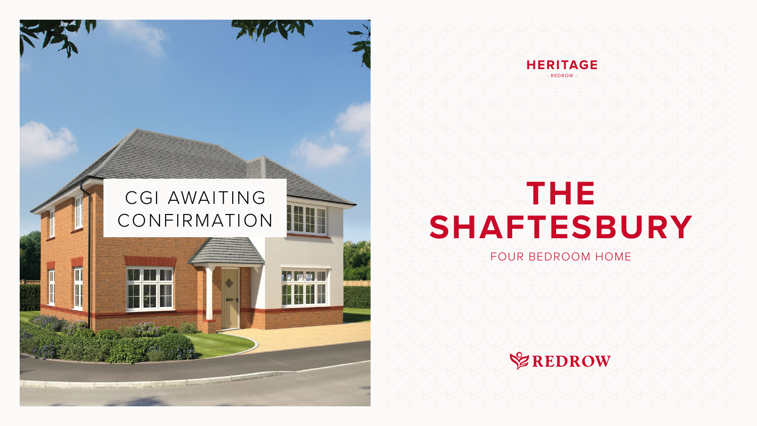CGI AWAITING CONFIRMATION

HERITAGE

- REDROW -

# THE SHAFTESBURY

FOUR BEDROOM HOME

REDROW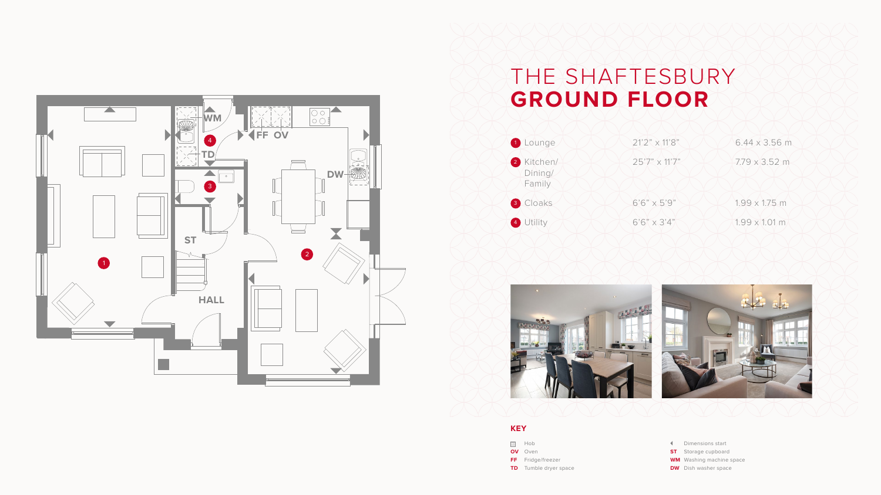# THE SHAFTESBURY
## GROUND FLOOR

| | | |
|---|---|---|
| 1 Lounge | 21'2" x 11'8" | 6.44 x 3.56 m |
| 2 Kitchen/ Dining/ Family | 25'7" x 11'7" | 7.79 x 3.52 m |
| 3 Cloaks | 6'6" x 5'9" | 1.99 x 1.75 m |
| 4 Utility | 6'6" x 3'4" | 1.99 x 1.01 m |

### KEY

- Hob
- **OV** Oven
- **FF** Fridge/freezer
- **TD** Tumble dryer space
- Dimensions start
- **ST** Storage cupboard
- **WM** Washing machine space
- **DW** Dish washer space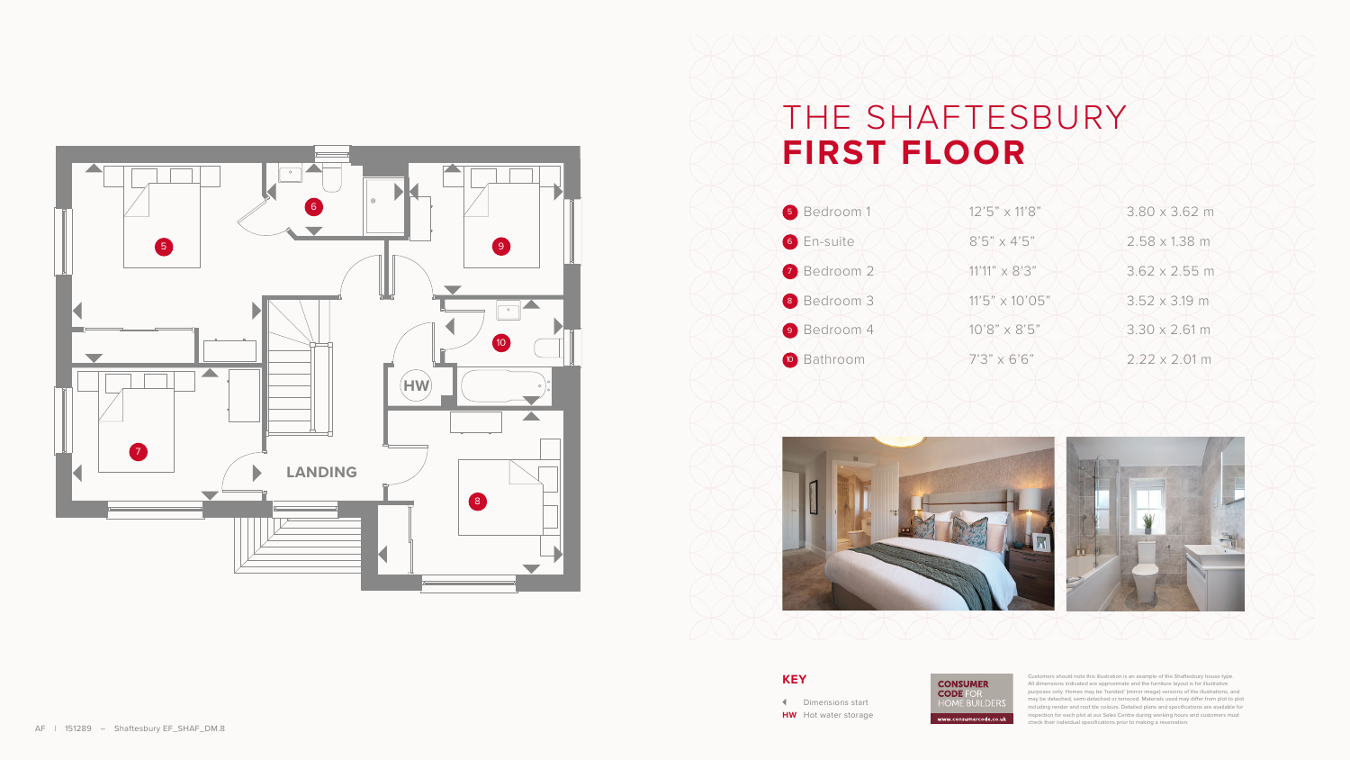# THE SHAFTESBURY
## FIRST FLOOR

| | | |
|---|---|---|
| 5 Bedroom 1 | 12'5" x 11'8" | 3.80 x 3.62 m |
| 6 En-suite | 8'5" x 4'5" | 2.58 x 1.38 m |
| 7 Bedroom 2 | 11'11" x 8'3" | 3.62 x 2.55 m |
| 8 Bedroom 3 | 11'5" x 10'05" | 3.52 x 3.19 m |
| 9 Bedroom 4 | 10'8" x 8'5" | 3.30 x 2.61 m |
| 10 Bathroom | 7'3" x 6'6" | 2.22 x 2.01 m |

5

6

9

10

HW

7

LANDING

8

**KEY**

◀ Dimensions start

**HW** Hot water storage

CONSUMER CODE FOR HOME BUILDERS
www.consumercode.co.uk

Customers should note this illustration is an example of the Shaftesbury house type. All dimensions indicated are approximate and the furniture layout is for illustrative purposes only. Homes may be 'handed' (mirror image) versions of the illustrations, and may be detached, semi-detached or terraced. Materials used may differ from plot to plot including render and roof tile colours. Detailed plans and specifications are available for inspection for each plot at our Sales Centre during working hours and customers must check their individual specifications prior to making a reservation.

AF | 151289 – Shaftesbury EF_SHAF_DM.8